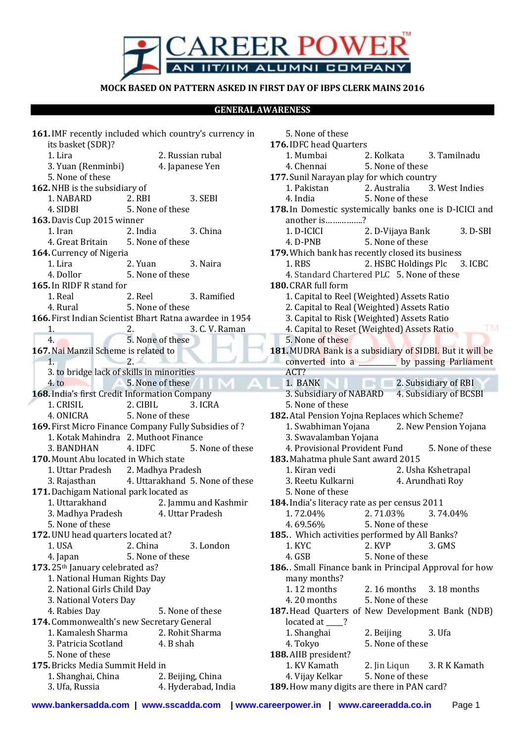**MOCK BASED ON PATTERN ASKED IN FIRST DAY OF IBPS CLERK MAINS 2016**

## GENERAL AWARENESS

**161.** IMF recently included which country's currency in its basket (SDR)?
1. Lira 2. Russian rubal
3. Yuan (Renminbi) 4. Japanese Yen
5. None of these

**162.** NHB is the subsidiary of
1. NABARD 2. RBI 3. SEBI
4. SIDBI 5. None of these

**163.** Davis Cup 2015 winner
1. Iran 2. India 3. China
4. Great Britain 5. None of these

**164.** Currency of Nigeria
1. Lira 2. Yuan 3. Naira
4. Dollor 5. None of these

**165.** In RIDF R stand for
1. Real 2. Reel 3. Ramified
4. Rural 5. None of these

**166.** First Indian Scientist Bhart Ratna awardee in 1954
1. 2. 3. C. V. Raman
4. 5. None of these

**167.** Nai Manzil Scheme is related to
1. 2.
3. to bridge lack of skills in minorities
4. to 5. None of these

**168.** India's first Credit Information Company
1. CRISIL 2. CIBIL 3. ICRA
4. ONICRA 5. None of these

**169.** First Micro Finance Company Fully Subsides of ?
1. Kotak Mahindra 2. Muthoot Finance
3. BANDHAN 4. IDFC 5. None of these

**170.** Mount Abu located in Which state
1. Uttar Pradesh 2. Madhya Pradesh
3. Rajasthan 4. Uttarakhand 5. None of these

**171.** Dachigam National park located as
1. Uttarakhand 2. Jammu and Kashmir
3. Madhya Pradesh 4. Uttar Pradesh
5. None of these

**172.** UNU head quarters located at?
1. USA 2. China 3. London
4. Japan 5. None of these

**173.** 25th January celebrated as?
1. National Human Rights Day
2. National Girls Child Day
3. National Voters Day
4. Rabies Day 5. None of these

**174.** Commonwealth's new Secretary General
1. Kamalesh Sharma 2. Rohit Sharma
3. Patricia Scotland 4. B shah
5. None of these

**175.** Bricks Media Summit Held in
1. Shanghai, China 2. Beijing, China
3. Ufa, Russia 4. Hyderabad, India
5. None of these

**176.** IDFC head Quarters
1. Mumbai 2. Kolkata 3. Tamilnadu
4. Chennai 5. None of these

**177.** Sunil Narayan play for which country
1. Pakistan 2. Australia 3. West Indies
4. India 5. None of these

**178.** In Domestic systemically banks one is D-ICICI and another is…………..?
1. D-ICICI 2. D-Vijaya Bank 3. D-SBI
4. D-PNB 5. None of these

**179.** Which bank has recently closed its business
1. RBS 2. HSBC Holdings Plc 3. ICBC
4. Standard Chartered PLC 5. None of these

**180.** CRAR full form
1. Capital to Reel (Weighted) Assets Ratio
2. Capital to Real (Weighted) Assets Ratio
3. Capital to Risk (Weighted) Assets Ratio
4. Capital to Reset (Weighted) Assets Ratio
5. None of these

**181.** MUDRA Bank is a subsidiary of SIDBI. But it will be converted into a ________ by passing Parliament ACT?
1. BANK 2. Subsidiary of RBI
3. Subsidiary of NABARD 4. Subsidiary of BCSBI
5. None of these

**182.** Atal Pension Yojna Replaces which Scheme?
1. Swabhiman Yojana 2. New Pension Yojana
3. Swavalamban Yojana
4. Provisional Provident Fund 5. None of these

**183.** Mahatma phule Sant award 2015
1. Kiran vedi 2. Usha Kshetrapal
3. Reetu Kulkarni 4. Arundhati Roy
5. None of these

**184.** India's literacy rate as per census 2011
1. 72.04% 2. 71.03% 3. 74.04%
4. 69.56% 5. None of these

**185.** Which activities performed by All Banks?
1. KYC 2. KVP 3. GMS
4. GSB 5. None of these

**186.** Small Finance bank in Principal Approval for how many months?
1. 12 months 2. 16 months 3. 18 months
4. 20 months 5. None of these

**187.** Head Quarters of New Development Bank (NDB) located at ____?
1. Shanghai 2. Beijing 3. Ufa
4. Tokyo 5. None of these

**188.** AIIB president?
1. KV Kamath 2. Jin Liqun 3. R K Kamath
4. Vijay Kelkar 5. None of these

**189.** How many digits are there in PAN card?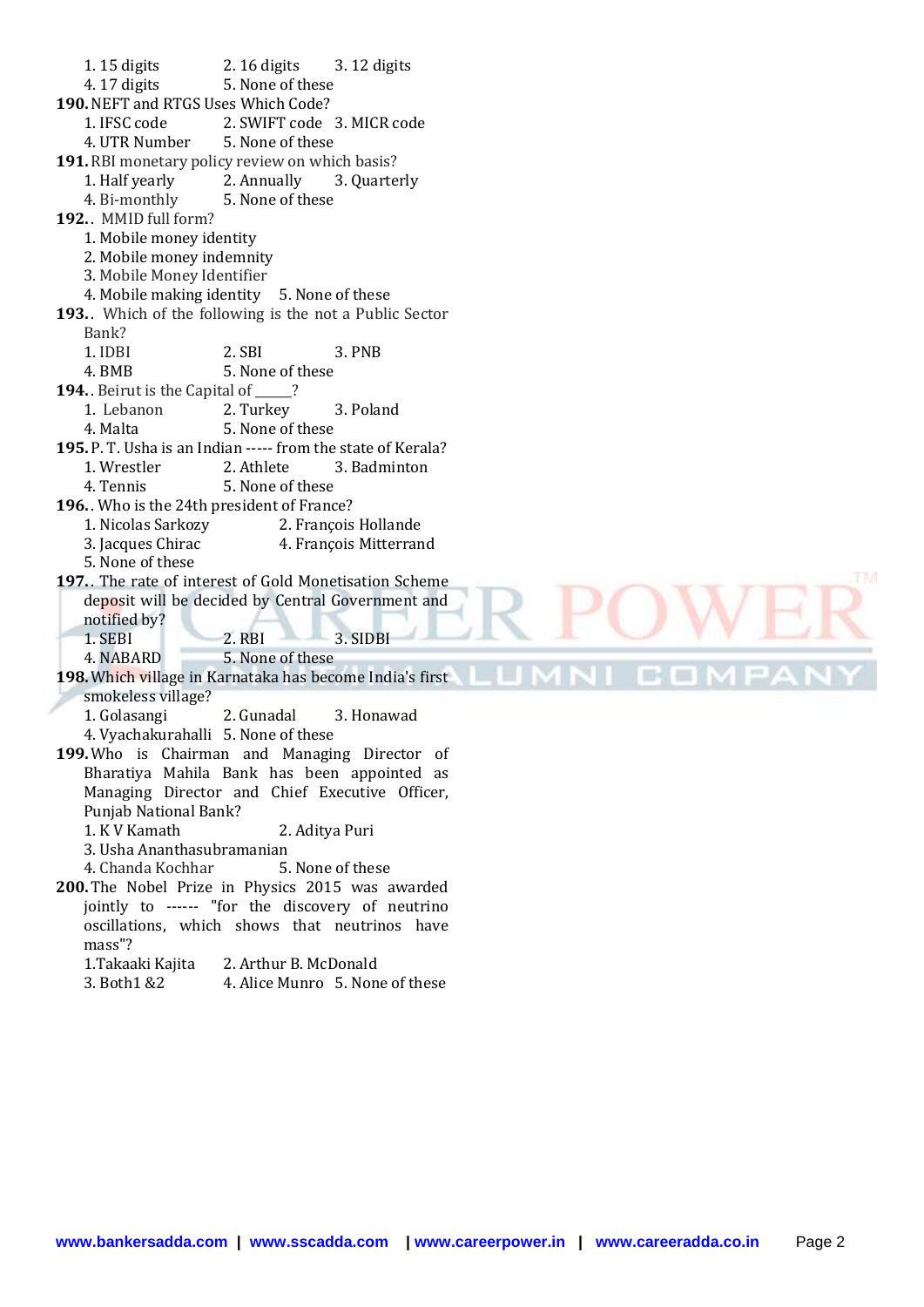1. 15 digits 2. 16 digits 3. 12 digits
4. 17 digits 5. None of these

**190.** NEFT and RTGS Uses Which Code?
1. IFSC code 2. SWIFT code 3. MICR code
4. UTR Number 5. None of these

**191.** RBI monetary policy review on which basis?
1. Half yearly 2. Annually 3. Quarterly
4. Bi-monthly 5. None of these

**192.**. MMID full form?
1. Mobile money identity
2. Mobile money indemnity
3. Mobile Money Identifier
4. Mobile making identity 5. None of these

**193.**. Which of the following is the not a Public Sector Bank?
1. IDBI 2. SBI 3. PNB
4. BMB 5. None of these

**194.**. Beirut is the Capital of _____?
1. Lebanon 2. Turkey 3. Poland
4. Malta 5. None of these

**195.** P. T. Usha is an Indian ----- from the state of Kerala?
1. Wrestler 2. Athlete 3. Badminton
4. Tennis 5. None of these

**196.**. Who is the 24th president of France?
1. Nicolas Sarkozy 2. François Hollande
3. Jacques Chirac 4. François Mitterrand
5. None of these

**197.**. The rate of interest of Gold Monetisation Scheme deposit will be decided by Central Government and notified by?
1. SEBI 2. RBI 3. SIDBI
4. NABARD 5. None of these

**198.** Which village in Karnataka has become India's first smokeless village?
1. Golasangi 2. Gunadal 3. Honawad
4. Vyachakurahalli 5. None of these

**199.** Who is Chairman and Managing Director of Bharatiya Mahila Bank has been appointed as Managing Director and Chief Executive Officer, Punjab National Bank?
1. K V Kamath 2. Aditya Puri
3. Usha Ananthasubramanian
4. Chanda Kochhar 5. None of these

**200.** The Nobel Prize in Physics 2015 was awarded jointly to ------ "for the discovery of neutrino oscillations, which shows that neutrinos have mass"?
1.Takaaki Kajita 2. Arthur B. McDonald
3. Both1 &2 4. Alice Munro 5. None of these